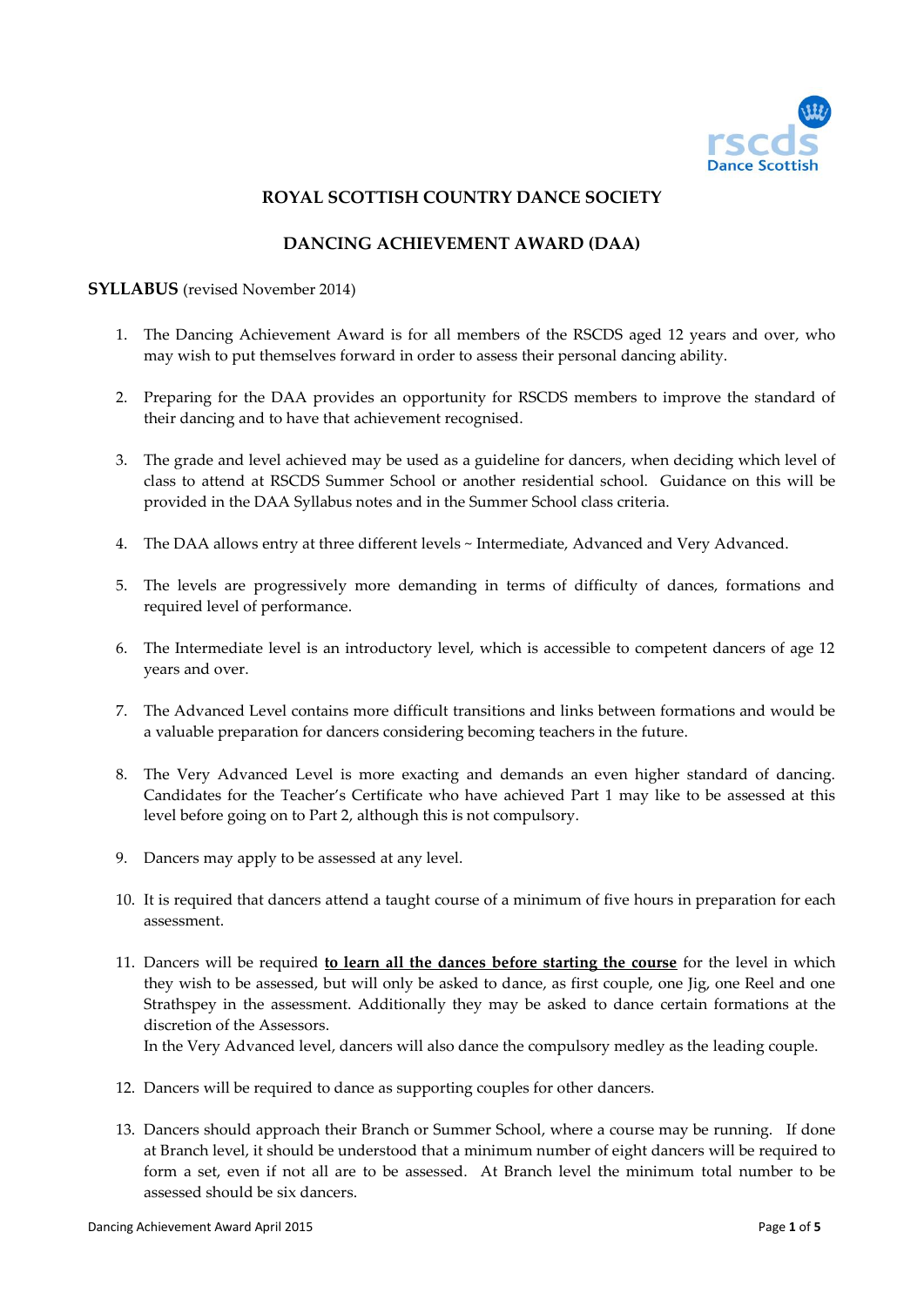## ROYAL SCOTTISH COUNTRY DANCE SOCIETY

## DANCING ACHIEVEMENT AWARD (DAA)

**SYLLABUS** (revised November 2014)

1. The Dancing Achievement Award is for all members of the RSCDS aged 12 years and over, who may wish to put themselves forward in order to assess their personal dancing ability.

2. Preparing for the DAA provides an opportunity for RSCDS members to improve the standard of their dancing and to have that achievement recognised.

3. The grade and level achieved may be used as a guideline for dancers, when deciding which level of class to attend at RSCDS Summer School or another residential school. Guidance on this will be provided in the DAA Syllabus notes and in the Summer School class criteria.

4. The DAA allows entry at three different levels ~ Intermediate, Advanced and Very Advanced.

5. The levels are progressively more demanding in terms of difficulty of dances, formations and required level of performance.

6. The Intermediate level is an introductory level, which is accessible to competent dancers of age 12 years and over.

7. The Advanced Level contains more difficult transitions and links between formations and would be a valuable preparation for dancers considering becoming teachers in the future.

8. The Very Advanced Level is more exacting and demands an even higher standard of dancing. Candidates for the Teacher's Certificate who have achieved Part 1 may like to be assessed at this level before going on to Part 2, although this is not compulsory.

9. Dancers may apply to be assessed at any level.

10. It is required that dancers attend a taught course of a minimum of five hours in preparation for each assessment.

11. Dancers will be required **to learn all the dances before starting the course** for the level in which they wish to be assessed, but will only be asked to dance, as first couple, one Jig, one Reel and one Strathspey in the assessment. Additionally they may be asked to dance certain formations at the discretion of the Assessors.
    In the Very Advanced level, dancers will also dance the compulsory medley as the leading couple.

12. Dancers will be required to dance as supporting couples for other dancers.

13. Dancers should approach their Branch or Summer School, where a course may be running. If done at Branch level, it should be understood that a minimum number of eight dancers will be required to form a set, even if not all are to be assessed. At Branch level the minimum total number to be assessed should be six dancers.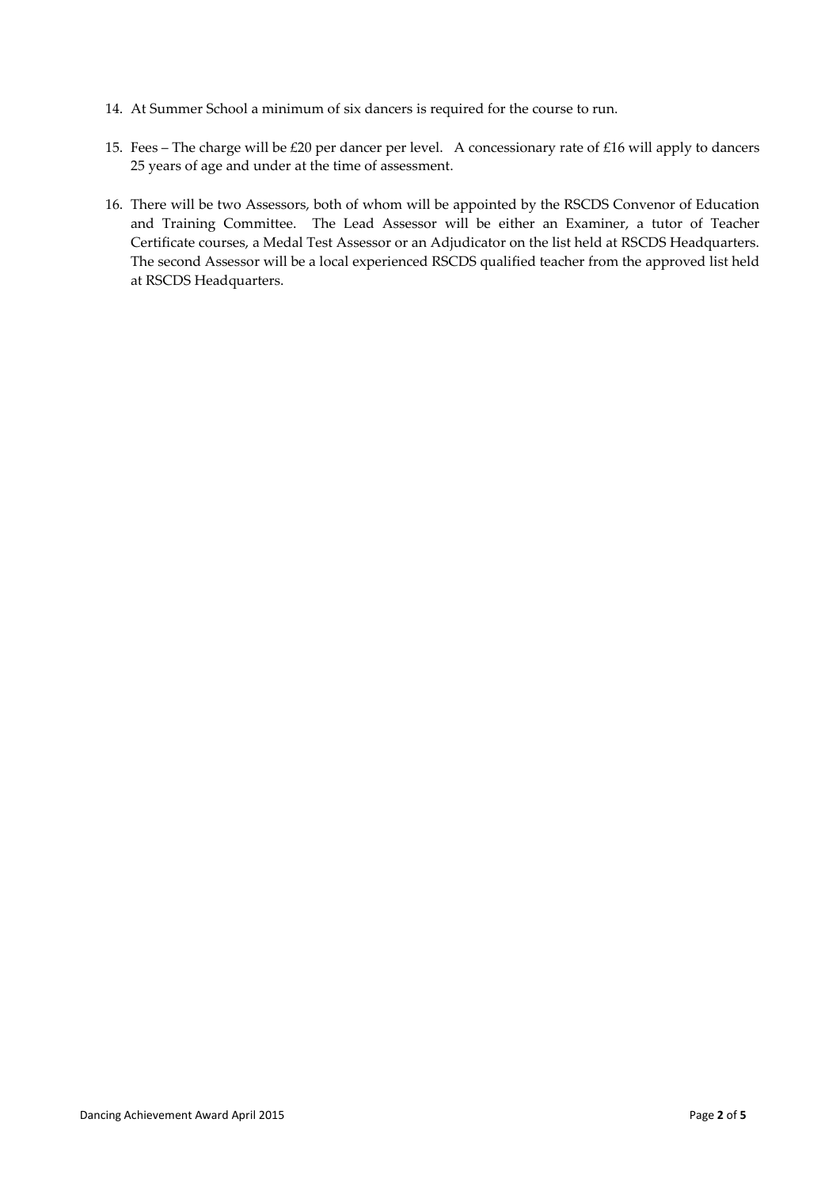14. At Summer School a minimum of six dancers is required for the course to run.

15. Fees – The charge will be £20 per dancer per level. A concessionary rate of £16 will apply to dancers 25 years of age and under at the time of assessment.

16. There will be two Assessors, both of whom will be appointed by the RSCDS Convenor of Education and Training Committee. The Lead Assessor will be either an Examiner, a tutor of Teacher Certificate courses, a Medal Test Assessor or an Adjudicator on the list held at RSCDS Headquarters. The second Assessor will be a local experienced RSCDS qualified teacher from the approved list held at RSCDS Headquarters.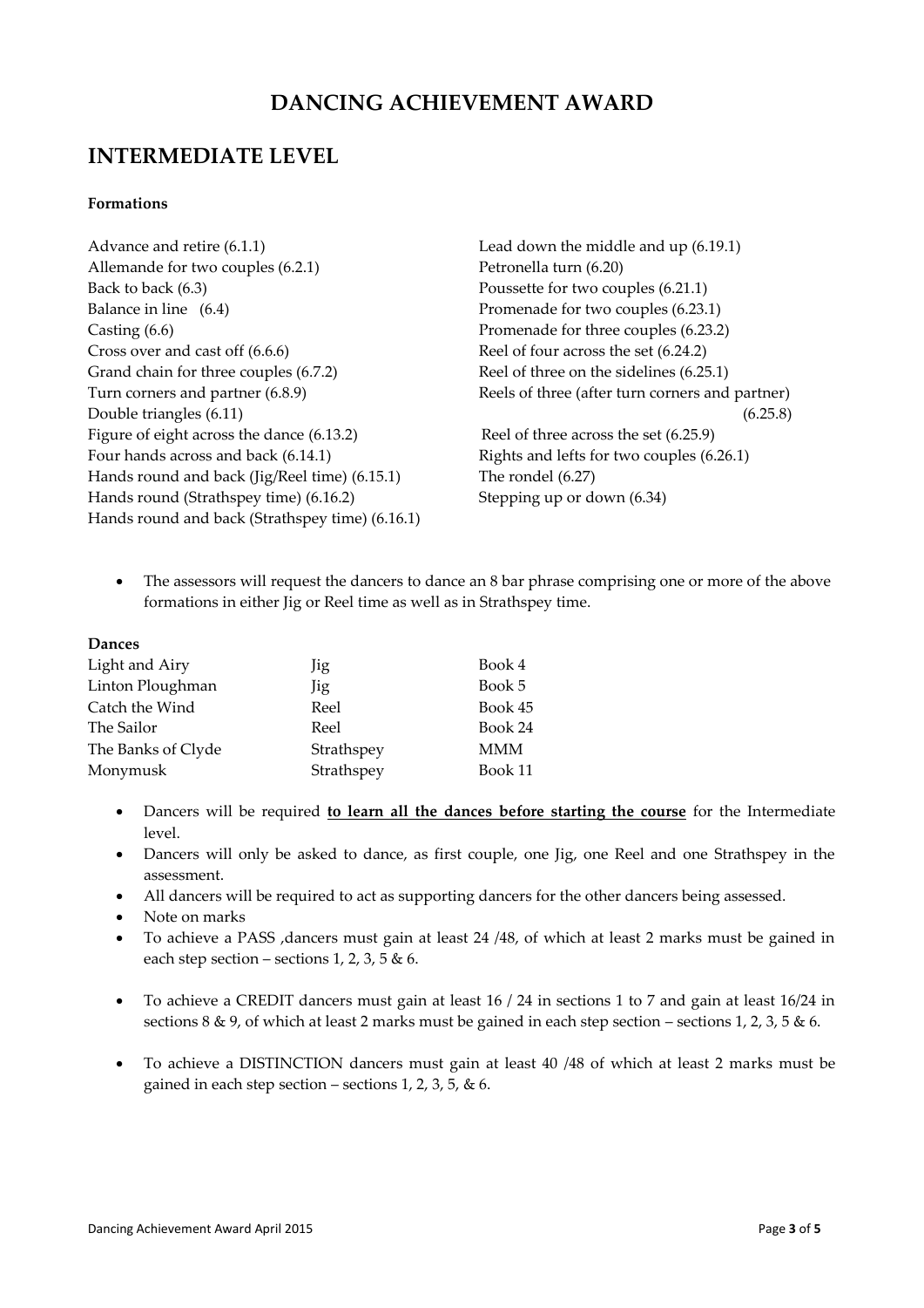# DANCING ACHIEVEMENT AWARD

## INTERMEDIATE LEVEL

**Formations**

Advance and retire (6.1.1)
Allemande for two couples (6.2.1)
Back to back (6.3)
Balance in line (6.4)
Casting (6.6)
Cross over and cast off (6.6.6)
Grand chain for three couples (6.7.2)
Turn corners and partner (6.8.9)
Double triangles (6.11)
Figure of eight across the dance (6.13.2)
Four hands across and back (6.14.1)
Hands round and back (Jig/Reel time) (6.15.1)
Hands round (Strathspey time) (6.16.2)
Hands round and back (Strathspey time) (6.16.1)
Lead down the middle and up (6.19.1)
Petronella turn (6.20)
Poussette for two couples (6.21.1)
Promenade for two couples (6.23.1)
Promenade for three couples (6.23.2)
Reel of four across the set (6.24.2)
Reel of three on the sidelines (6.25.1)
Reels of three (after turn corners and partner) (6.25.8)
Reel of three across the set (6.25.9)
Rights and lefts for two couples (6.26.1)
The rondel (6.27)
Stepping up or down (6.34)

- The assessors will request the dancers to dance an 8 bar phrase comprising one or more of the above formations in either Jig or Reel time as well as in Strathspey time.

**Dances**

| | | |
|---|---|---|
| Light and Airy | Jig | Book 4 |
| Linton Ploughman | Jig | Book 5 |
| Catch the Wind | Reel | Book 45 |
| The Sailor | Reel | Book 24 |
| The Banks of Clyde | Strathspey | MMM |
| Monymusk | Strathspey | Book 11 |

- Dancers will be required **to learn all the dances before starting the course** for the Intermediate level.
- Dancers will only be asked to dance, as first couple, one Jig, one Reel and one Strathspey in the assessment.
- All dancers will be required to act as supporting dancers for the other dancers being assessed.
- Note on marks
- To achieve a PASS ,dancers must gain at least 24 /48, of which at least 2 marks must be gained in each step section – sections 1, 2, 3, 5 & 6.
- To achieve a CREDIT dancers must gain at least 16 / 24 in sections 1 to 7 and gain at least 16/24 in sections 8 & 9, of which at least 2 marks must be gained in each step section – sections 1, 2, 3, 5 & 6.
- To achieve a DISTINCTION dancers must gain at least 40 /48 of which at least 2 marks must be gained in each step section – sections 1, 2, 3, 5, & 6.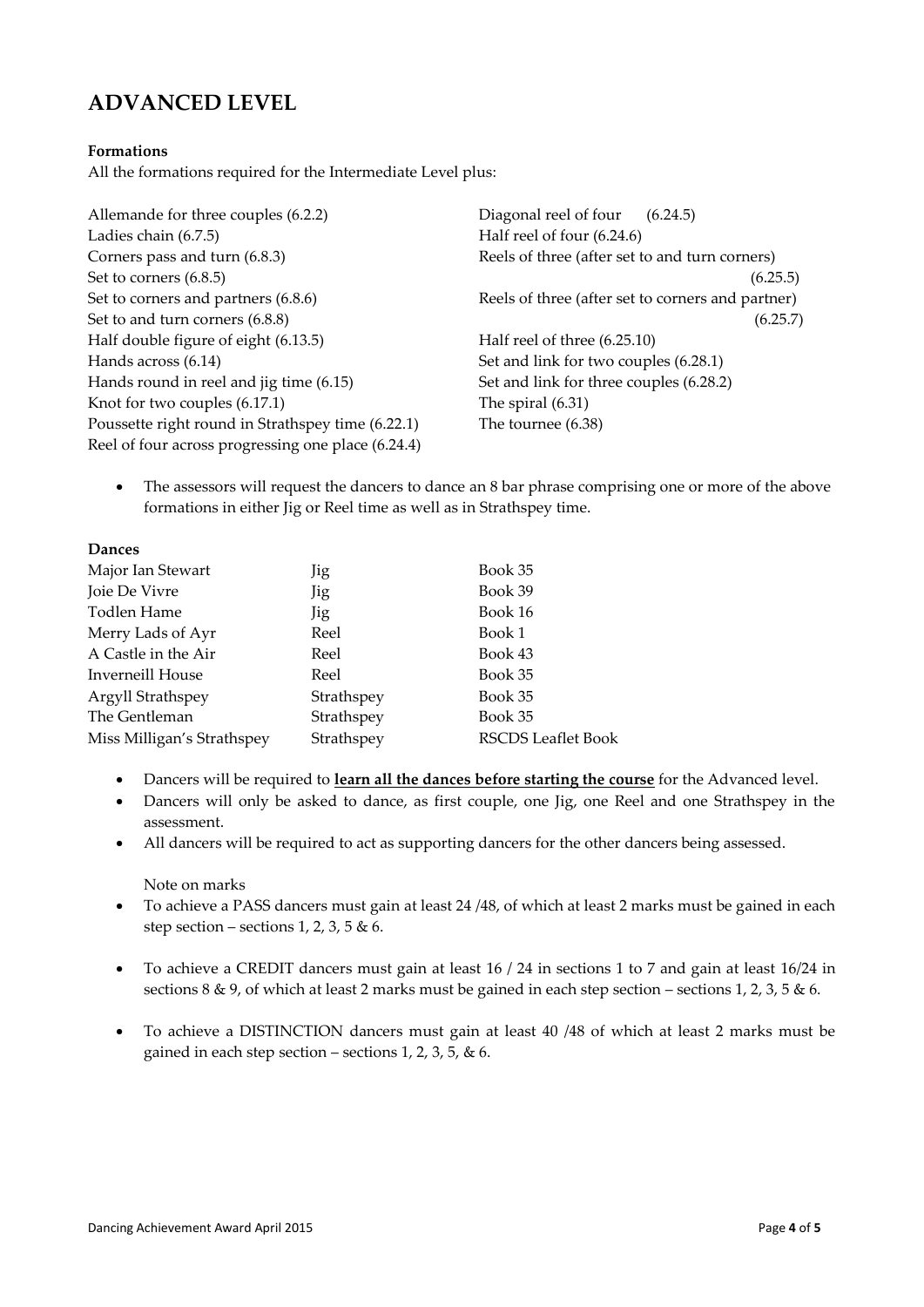# ADVANCED LEVEL

**Formations**

All the formations required for the Intermediate Level plus:

Allemande for three couples (6.2.2)
Ladies chain (6.7.5)
Corners pass and turn (6.8.3)
Set to corners (6.8.5)
Set to corners and partners (6.8.6)
Set to and turn corners (6.8.8)
Half double figure of eight (6.13.5)
Hands across (6.14)
Hands round in reel and jig time (6.15)
Knot for two couples (6.17.1)
Poussette right round in Strathspey time (6.22.1)
Reel of four across progressing one place (6.24.4)
Diagonal reel of four (6.24.5)
Half reel of four (6.24.6)
Reels of three (after set to and turn corners) (6.25.5)
Reels of three (after set to corners and partner) (6.25.7)
Half reel of three (6.25.10)
Set and link for two couples (6.28.1)
Set and link for three couples (6.28.2)
The spiral (6.31)
The tournee (6.38)

- The assessors will request the dancers to dance an 8 bar phrase comprising one or more of the above formations in either Jig or Reel time as well as in Strathspey time.

**Dances**

| | | |
|---|---|---|
| Major Ian Stewart | Jig | Book 35 |
| Joie De Vivre | Jig | Book 39 |
| Todlen Hame | Jig | Book 16 |
| Merry Lads of Ayr | Reel | Book 1 |
| A Castle in the Air | Reel | Book 43 |
| Inverneill House | Reel | Book 35 |
| Argyll Strathspey | Strathspey | Book 35 |
| The Gentleman | Strathspey | Book 35 |
| Miss Milligan's Strathspey | Strathspey | RSCDS Leaflet Book |

- Dancers will be required to **learn all the dances before starting the course** for the Advanced level.
- Dancers will only be asked to dance, as first couple, one Jig, one Reel and one Strathspey in the assessment.
- All dancers will be required to act as supporting dancers for the other dancers being assessed.

Note on marks

- To achieve a PASS dancers must gain at least 24 /48, of which at least 2 marks must be gained in each step section – sections 1, 2, 3, 5 & 6.
- To achieve a CREDIT dancers must gain at least 16 / 24 in sections 1 to 7 and gain at least 16/24 in sections 8 & 9, of which at least 2 marks must be gained in each step section – sections 1, 2, 3, 5 & 6.
- To achieve a DISTINCTION dancers must gain at least 40 /48 of which at least 2 marks must be gained in each step section – sections 1, 2, 3, 5, & 6.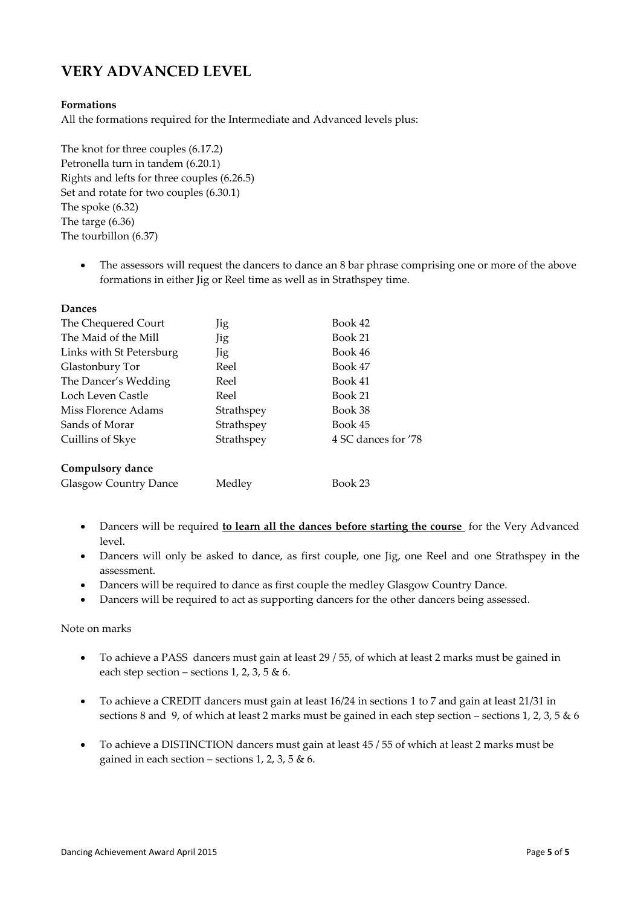# VERY ADVANCED LEVEL

**Formations**

All the formations required for the Intermediate and Advanced levels plus:

The knot for three couples (6.17.2)
Petronella turn in tandem (6.20.1)
Rights and lefts for three couples (6.26.5)
Set and rotate for two couples (6.30.1)
The spoke (6.32)
The targe (6.36)
The tourbillon (6.37)

- The assessors will request the dancers to dance an 8 bar phrase comprising one or more of the above formations in either Jig or Reel time as well as in Strathspey time.

**Dances**

| | | |
|---|---|---|
| The Chequered Court | Jig | Book 42 |
| The Maid of the Mill | Jig | Book 21 |
| Links with St Petersburg | Jig | Book 46 |
| Glastonbury Tor | Reel | Book 47 |
| The Dancer's Wedding | Reel | Book 41 |
| Loch Leven Castle | Reel | Book 21 |
| Miss Florence Adams | Strathspey | Book 38 |
| Sands of Morar | Strathspey | Book 45 |
| Cuillins of Skye | Strathspey | 4 SC dances for '78 |

**Compulsory dance**

| | | |
|---|---|---|
| Glasgow Country Dance | Medley | Book 23 |

- Dancers will be required **to learn all the dances before starting the course** for the Very Advanced level.
- Dancers will only be asked to dance, as first couple, one Jig, one Reel and one Strathspey in the assessment.
- Dancers will be required to dance as first couple the medley Glasgow Country Dance.
- Dancers will be required to act as supporting dancers for the other dancers being assessed.

Note on marks

- To achieve a PASS dancers must gain at least 29 / 55, of which at least 2 marks must be gained in each step section – sections 1, 2, 3, 5 & 6.

- To achieve a CREDIT dancers must gain at least 16/24 in sections 1 to 7 and gain at least 21/31 in sections 8 and 9, of which at least 2 marks must be gained in each step section – sections 1, 2, 3, 5 & 6

- To achieve a DISTINCTION dancers must gain at least 45 / 55 of which at least 2 marks must be gained in each section – sections 1, 2, 3, 5 & 6.